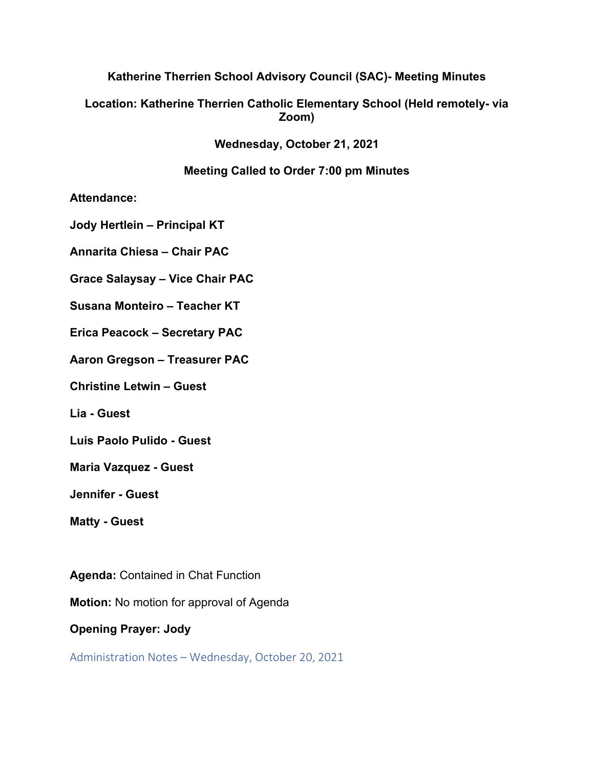**Katherine Therrien School Advisory Council (SAC)- Meeting Minutes**

**Location: Katherine Therrien Catholic Elementary School (Held remotely- via Zoom)**

**Wednesday, October 21, 2021**

**Meeting Called to Order 7:00 pm Minutes**

**Attendance:**

**Jody Hertlein – Principal KT**

**Annarita Chiesa – Chair PAC**

**Grace Salaysay – Vice Chair PAC**

**Susana Monteiro – Teacher KT**

**Erica Peacock – Secretary PAC**

**Aaron Gregson – Treasurer PAC**

**Christine Letwin – Guest**

**Lia - Guest**

**Luis Paolo Pulido - Guest**

**Maria Vazquez - Guest**

**Jennifer - Guest**

**Matty - Guest**

**Agenda:** Contained in Chat Function

**Motion:** No motion for approval of Agenda

**Opening Prayer: Jody**

## Administration Notes – Wednesday, October 20, 2021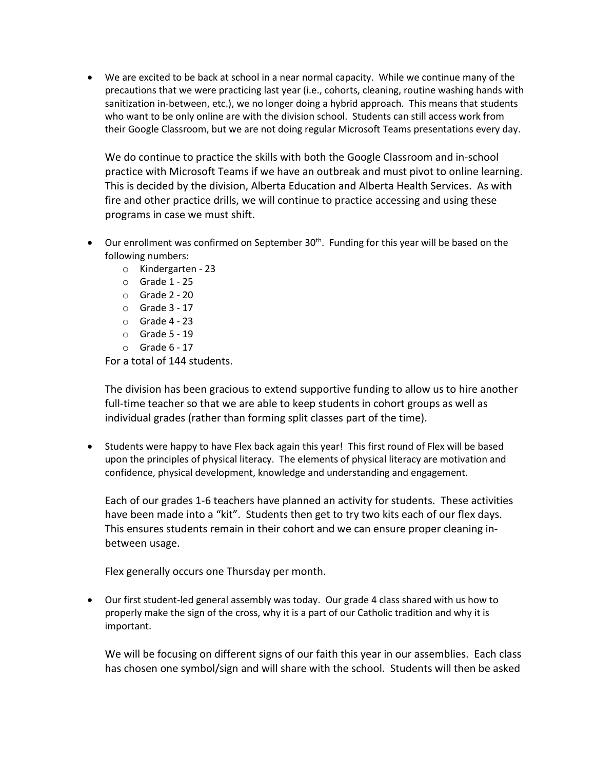- We are excited to be back at school in a near normal capacity. While we continue many of the precautions that we were practicing last year (i.e., cohorts, cleaning, routine washing hands with sanitization in-between, etc.), we no longer doing a hybrid approach. This means that students who want to be only online are with the division school. Students can still access work from their Google Classroom, but we are not doing regular Microsoft Teams presentations every day.

  We do continue to practice the skills with both the Google Classroom and in-school practice with Microsoft Teams if we have an outbreak and must pivot to online learning. This is decided by the division, Alberta Education and Alberta Health Services. As with fire and other practice drills, we will continue to practice accessing and using these programs in case we must shift.

- Our enrollment was confirmed on September 30th. Funding for this year will be based on the following numbers:
  - Kindergarten - 23
  - Grade 1 - 25
  - Grade 2 - 20
  - Grade 3 - 17
  - Grade 4 - 23
  - Grade 5 - 19
  - Grade 6 - 17

  For a total of 144 students.

  The division has been gracious to extend supportive funding to allow us to hire another full-time teacher so that we are able to keep students in cohort groups as well as individual grades (rather than forming split classes part of the time).

- Students were happy to have Flex back again this year! This first round of Flex will be based upon the principles of physical literacy. The elements of physical literacy are motivation and confidence, physical development, knowledge and understanding and engagement.

  Each of our grades 1-6 teachers have planned an activity for students. These activities have been made into a "kit". Students then get to try two kits each of our flex days. This ensures students remain in their cohort and we can ensure proper cleaning in-between usage.

  Flex generally occurs one Thursday per month.

- Our first student-led general assembly was today. Our grade 4 class shared with us how to properly make the sign of the cross, why it is a part of our Catholic tradition and why it is important.

  We will be focusing on different signs of our faith this year in our assemblies. Each class has chosen one symbol/sign and will share with the school. Students will then be asked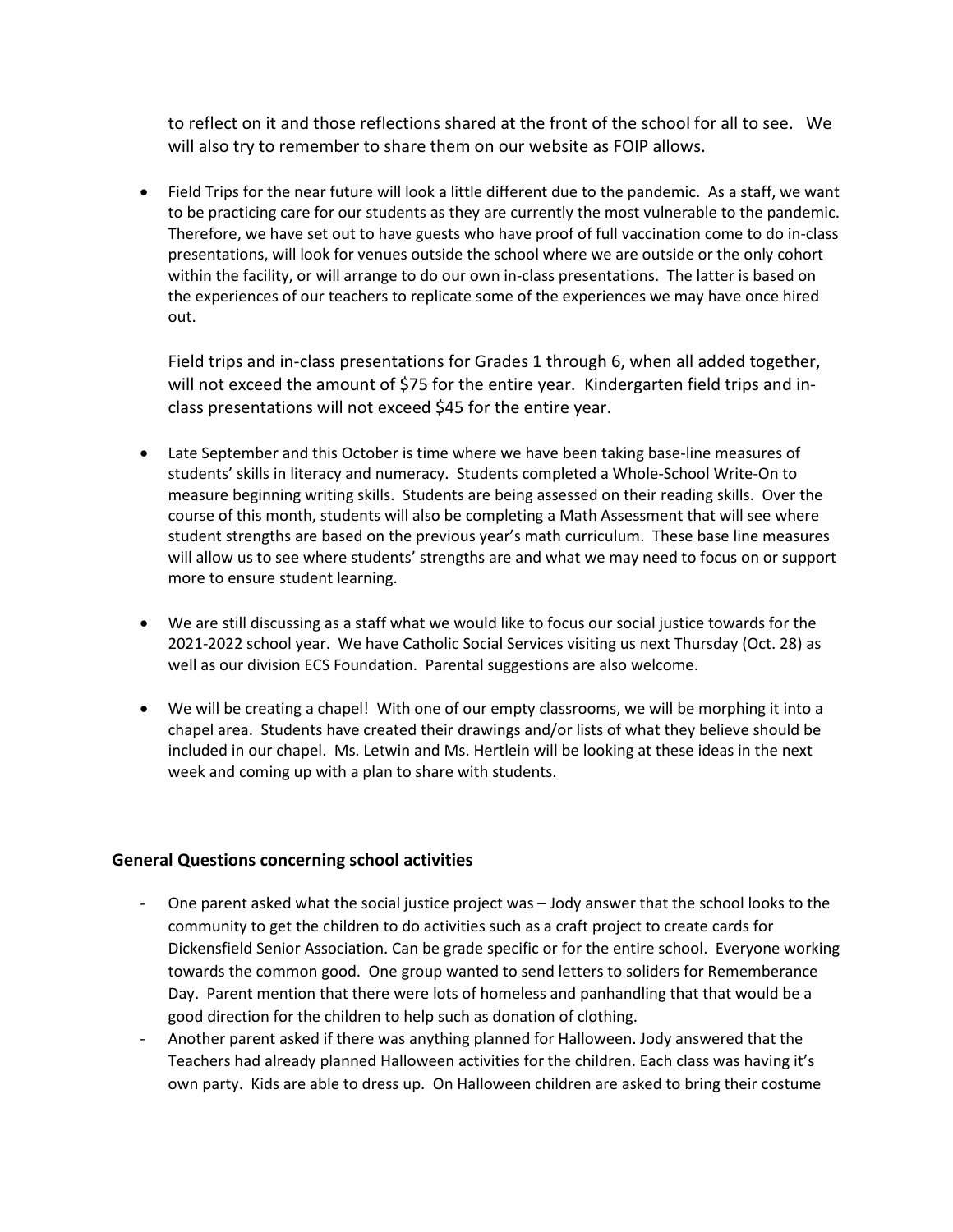to reflect on it and those reflections shared at the front of the school for all to see. We will also try to remember to share them on our website as FOIP allows.

- Field Trips for the near future will look a little different due to the pandemic. As a staff, we want to be practicing care for our students as they are currently the most vulnerable to the pandemic. Therefore, we have set out to have guests who have proof of full vaccination come to do in-class presentations, will look for venues outside the school where we are outside or the only cohort within the facility, or will arrange to do our own in-class presentations. The latter is based on the experiences of our teachers to replicate some of the experiences we may have once hired out.

  Field trips and in-class presentations for Grades 1 through 6, when all added together, will not exceed the amount of $75 for the entire year. Kindergarten field trips and in-class presentations will not exceed $45 for the entire year.

- Late September and this October is time where we have been taking base-line measures of students' skills in literacy and numeracy. Students completed a Whole-School Write-On to measure beginning writing skills. Students are being assessed on their reading skills. Over the course of this month, students will also be completing a Math Assessment that will see where student strengths are based on the previous year's math curriculum. These base line measures will allow us to see where students' strengths are and what we may need to focus on or support more to ensure student learning.

- We are still discussing as a staff what we would like to focus our social justice towards for the 2021-2022 school year. We have Catholic Social Services visiting us next Thursday (Oct. 28) as well as our division ECS Foundation. Parental suggestions are also welcome.

- We will be creating a chapel! With one of our empty classrooms, we will be morphing it into a chapel area. Students have created their drawings and/or lists of what they believe should be included in our chapel. Ms. Letwin and Ms. Hertlein will be looking at these ideas in the next week and coming up with a plan to share with students.

### General Questions concerning school activities

- One parent asked what the social justice project was – Jody answer that the school looks to the community to get the children to do activities such as a craft project to create cards for Dickensfield Senior Association. Can be grade specific or for the entire school. Everyone working towards the common good. One group wanted to send letters to soliders for Rememberance Day. Parent mention that there were lots of homeless and panhandling that that would be a good direction for the children to help such as donation of clothing.
- Another parent asked if there was anything planned for Halloween. Jody answered that the Teachers had already planned Halloween activities for the children. Each class was having it's own party. Kids are able to dress up. On Halloween children are asked to bring their costume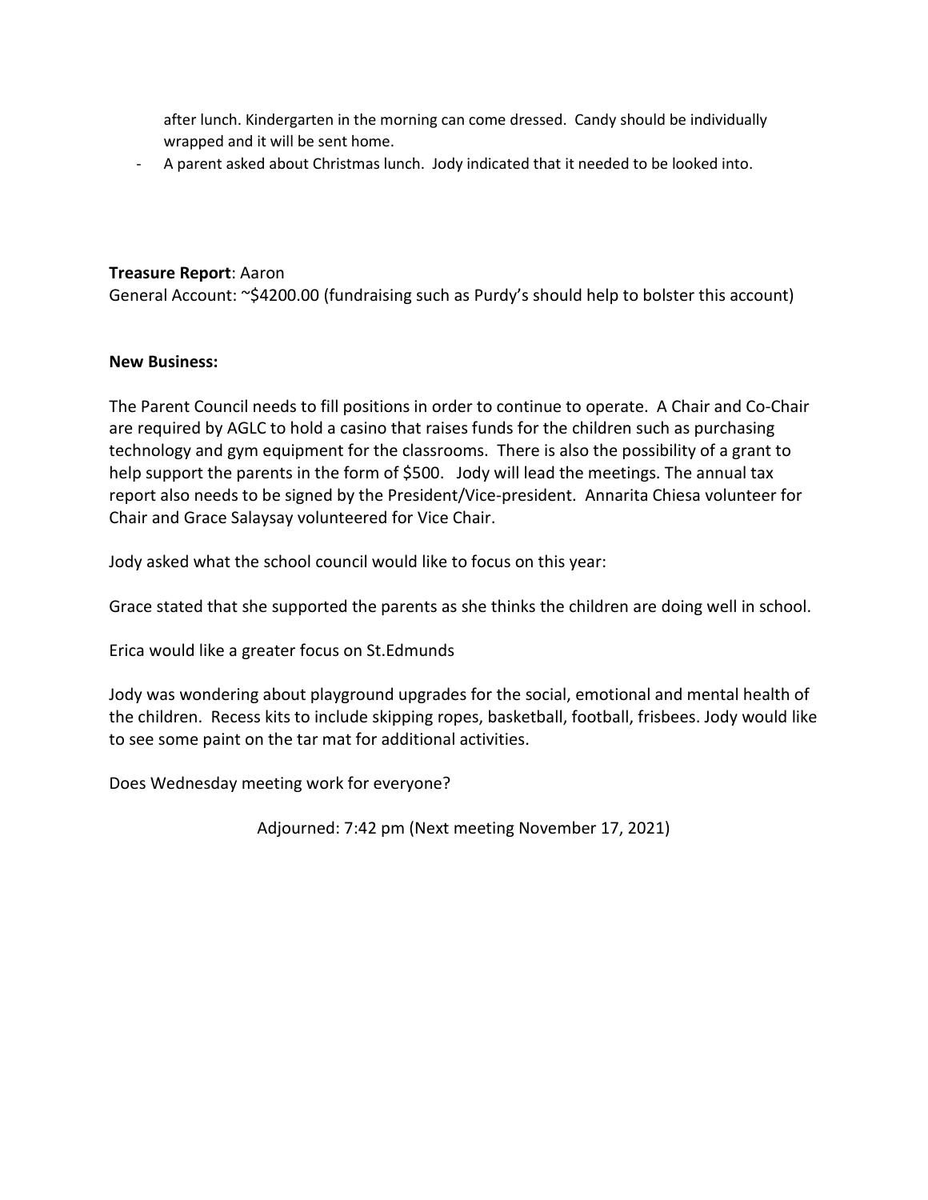after lunch. Kindergarten in the morning can come dressed. Candy should be individually wrapped and it will be sent home.

- A parent asked about Christmas lunch. Jody indicated that it needed to be looked into.

**Treasure Report**: Aaron

General Account: ~$4200.00 (fundraising such as Purdy's should help to bolster this account)

**New Business:**

The Parent Council needs to fill positions in order to continue to operate. A Chair and Co-Chair are required by AGLC to hold a casino that raises funds for the children such as purchasing technology and gym equipment for the classrooms. There is also the possibility of a grant to help support the parents in the form of $500. Jody will lead the meetings. The annual tax report also needs to be signed by the President/Vice-president. Annarita Chiesa volunteer for Chair and Grace Salaysay volunteered for Vice Chair.

Jody asked what the school council would like to focus on this year:

Grace stated that she supported the parents as she thinks the children are doing well in school.

Erica would like a greater focus on St.Edmunds

Jody was wondering about playground upgrades for the social, emotional and mental health of the children. Recess kits to include skipping ropes, basketball, football, frisbees. Jody would like to see some paint on the tar mat for additional activities.

Does Wednesday meeting work for everyone?

Adjourned: 7:42 pm (Next meeting November 17, 2021)